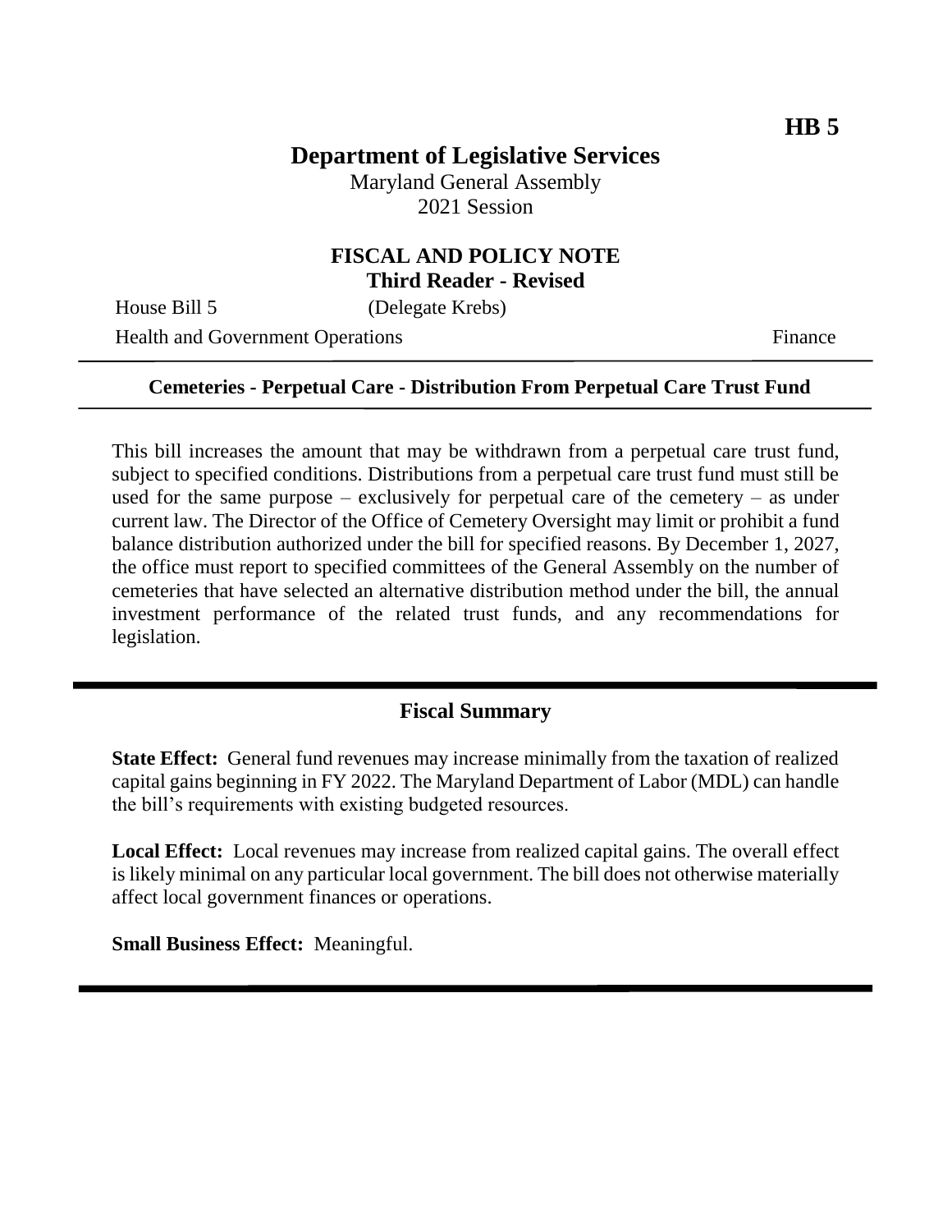**HB 5**

# Department of Legislative Services

Maryland General Assembly
2021 Session

## FISCAL AND POLICY NOTE
**Third Reader - Revised**

House Bill 5 (Delegate Krebs)

Health and Government Operations Finance

---

**Cemeteries - Perpetual Care - Distribution From Perpetual Care Trust Fund**

---

This bill increases the amount that may be withdrawn from a perpetual care trust fund, subject to specified conditions. Distributions from a perpetual care trust fund must still be used for the same purpose – exclusively for perpetual care of the cemetery – as under current law. The Director of the Office of Cemetery Oversight may limit or prohibit a fund balance distribution authorized under the bill for specified reasons. By December 1, 2027, the office must report to specified committees of the General Assembly on the number of cemeteries that have selected an alternative distribution method under the bill, the annual investment performance of the related trust funds, and any recommendations for legislation.

---

## Fiscal Summary

**State Effect:** General fund revenues may increase minimally from the taxation of realized capital gains beginning in FY 2022. The Maryland Department of Labor (MDL) can handle the bill's requirements with existing budgeted resources.

**Local Effect:** Local revenues may increase from realized capital gains. The overall effect is likely minimal on any particular local government. The bill does not otherwise materially affect local government finances or operations.

**Small Business Effect:** Meaningful.

---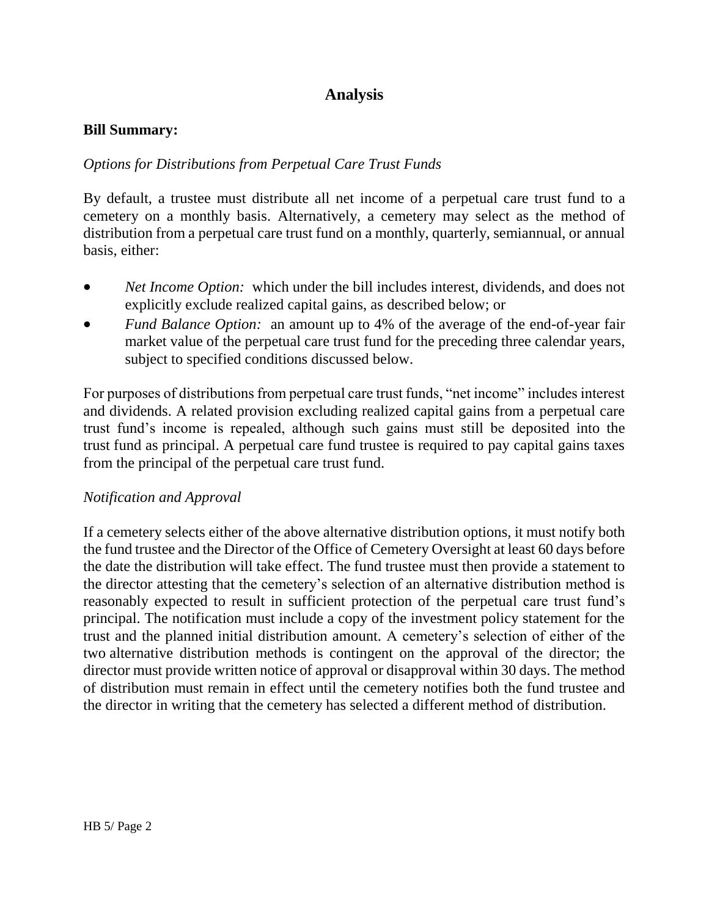## Analysis

**Bill Summary:**

*Options for Distributions from Perpetual Care Trust Funds*

By default, a trustee must distribute all net income of a perpetual care trust fund to a cemetery on a monthly basis. Alternatively, a cemetery may select as the method of distribution from a perpetual care trust fund on a monthly, quarterly, semiannual, or annual basis, either:

- *Net Income Option:* which under the bill includes interest, dividends, and does not explicitly exclude realized capital gains, as described below; or
- *Fund Balance Option:* an amount up to 4% of the average of the end-of-year fair market value of the perpetual care trust fund for the preceding three calendar years, subject to specified conditions discussed below.

For purposes of distributions from perpetual care trust funds, "net income" includes interest and dividends. A related provision excluding realized capital gains from a perpetual care trust fund's income is repealed, although such gains must still be deposited into the trust fund as principal. A perpetual care fund trustee is required to pay capital gains taxes from the principal of the perpetual care trust fund.

*Notification and Approval*

If a cemetery selects either of the above alternative distribution options, it must notify both the fund trustee and the Director of the Office of Cemetery Oversight at least 60 days before the date the distribution will take effect. The fund trustee must then provide a statement to the director attesting that the cemetery's selection of an alternative distribution method is reasonably expected to result in sufficient protection of the perpetual care trust fund's principal. The notification must include a copy of the investment policy statement for the trust and the planned initial distribution amount. A cemetery's selection of either of the two alternative distribution methods is contingent on the approval of the director; the director must provide written notice of approval or disapproval within 30 days. The method of distribution must remain in effect until the cemetery notifies both the fund trustee and the director in writing that the cemetery has selected a different method of distribution.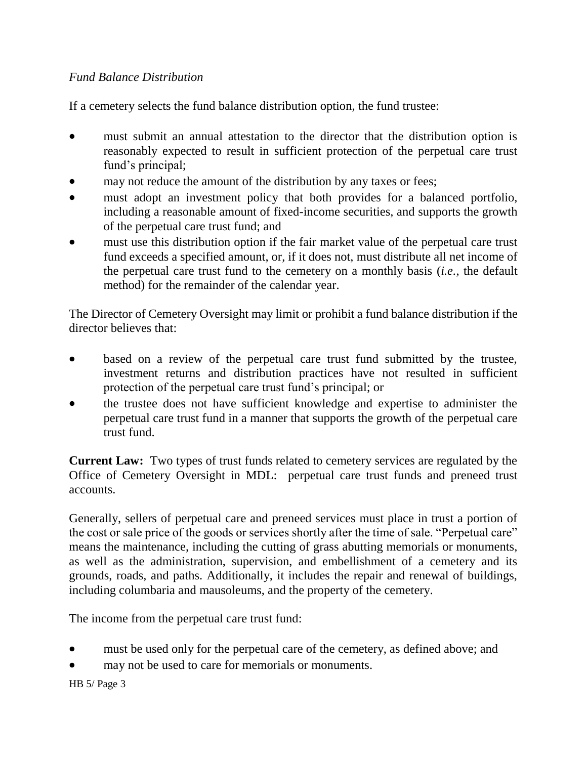*Fund Balance Distribution*

If a cemetery selects the fund balance distribution option, the fund trustee:

- must submit an annual attestation to the director that the distribution option is reasonably expected to result in sufficient protection of the perpetual care trust fund's principal;
- may not reduce the amount of the distribution by any taxes or fees;
- must adopt an investment policy that both provides for a balanced portfolio, including a reasonable amount of fixed-income securities, and supports the growth of the perpetual care trust fund; and
- must use this distribution option if the fair market value of the perpetual care trust fund exceeds a specified amount, or, if it does not, must distribute all net income of the perpetual care trust fund to the cemetery on a monthly basis (*i.e.*, the default method) for the remainder of the calendar year.

The Director of Cemetery Oversight may limit or prohibit a fund balance distribution if the director believes that:

- based on a review of the perpetual care trust fund submitted by the trustee, investment returns and distribution practices have not resulted in sufficient protection of the perpetual care trust fund's principal; or
- the trustee does not have sufficient knowledge and expertise to administer the perpetual care trust fund in a manner that supports the growth of the perpetual care trust fund.

**Current Law:** Two types of trust funds related to cemetery services are regulated by the Office of Cemetery Oversight in MDL: perpetual care trust funds and preneed trust accounts.

Generally, sellers of perpetual care and preneed services must place in trust a portion of the cost or sale price of the goods or services shortly after the time of sale. "Perpetual care" means the maintenance, including the cutting of grass abutting memorials or monuments, as well as the administration, supervision, and embellishment of a cemetery and its grounds, roads, and paths. Additionally, it includes the repair and renewal of buildings, including columbaria and mausoleums, and the property of the cemetery.

The income from the perpetual care trust fund:

- must be used only for the perpetual care of the cemetery, as defined above; and
- may not be used to care for memorials or monuments.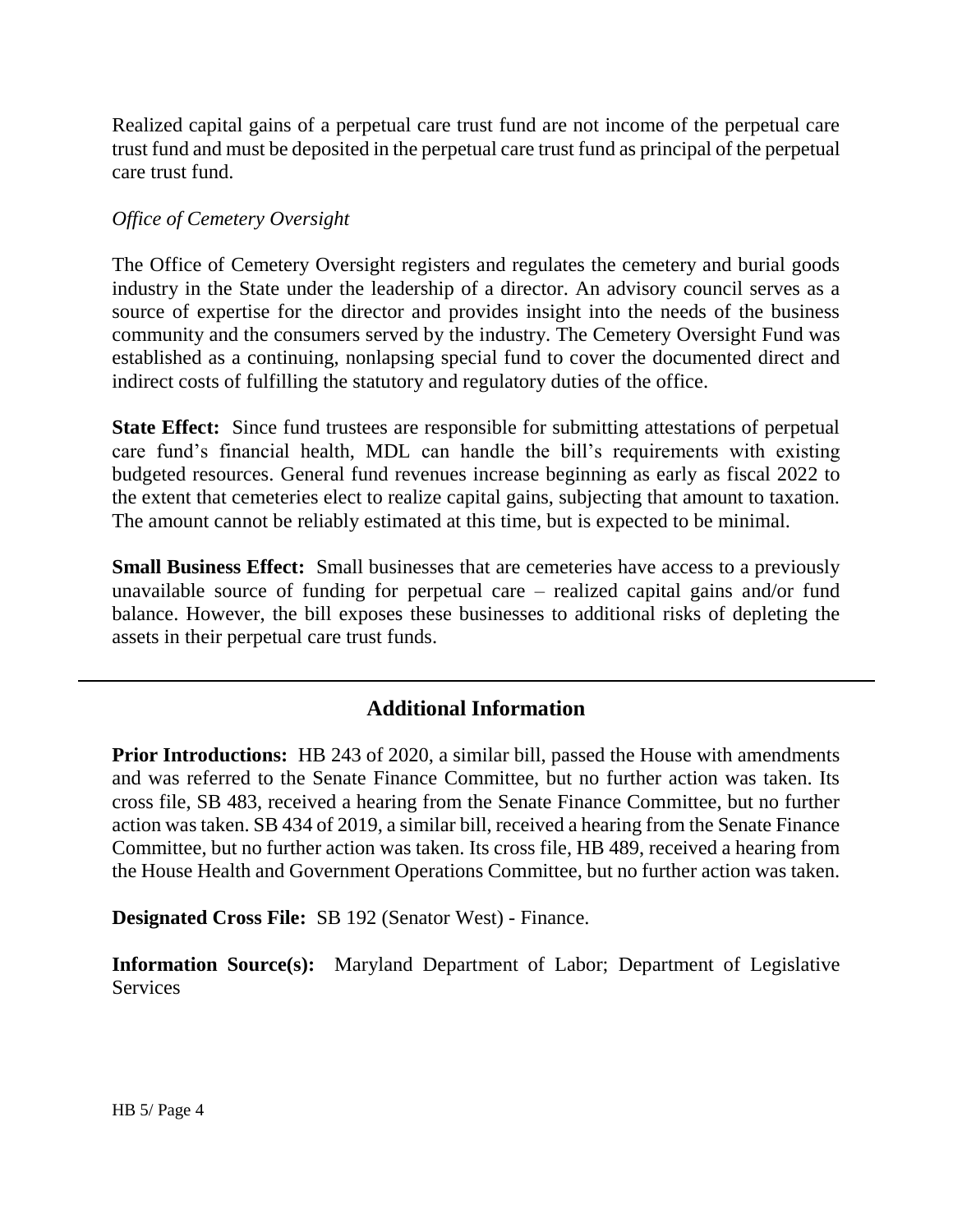Realized capital gains of a perpetual care trust fund are not income of the perpetual care trust fund and must be deposited in the perpetual care trust fund as principal of the perpetual care trust fund.

*Office of Cemetery Oversight*

The Office of Cemetery Oversight registers and regulates the cemetery and burial goods industry in the State under the leadership of a director. An advisory council serves as a source of expertise for the director and provides insight into the needs of the business community and the consumers served by the industry. The Cemetery Oversight Fund was established as a continuing, nonlapsing special fund to cover the documented direct and indirect costs of fulfilling the statutory and regulatory duties of the office.

**State Effect:** Since fund trustees are responsible for submitting attestations of perpetual care fund's financial health, MDL can handle the bill's requirements with existing budgeted resources. General fund revenues increase beginning as early as fiscal 2022 to the extent that cemeteries elect to realize capital gains, subjecting that amount to taxation. The amount cannot be reliably estimated at this time, but is expected to be minimal.

**Small Business Effect:** Small businesses that are cemeteries have access to a previously unavailable source of funding for perpetual care – realized capital gains and/or fund balance. However, the bill exposes these businesses to additional risks of depleting the assets in their perpetual care trust funds.

## Additional Information

**Prior Introductions:** HB 243 of 2020, a similar bill, passed the House with amendments and was referred to the Senate Finance Committee, but no further action was taken. Its cross file, SB 483, received a hearing from the Senate Finance Committee, but no further action was taken. SB 434 of 2019, a similar bill, received a hearing from the Senate Finance Committee, but no further action was taken. Its cross file, HB 489, received a hearing from the House Health and Government Operations Committee, but no further action was taken.

**Designated Cross File:** SB 192 (Senator West) - Finance.

**Information Source(s):** Maryland Department of Labor; Department of Legislative Services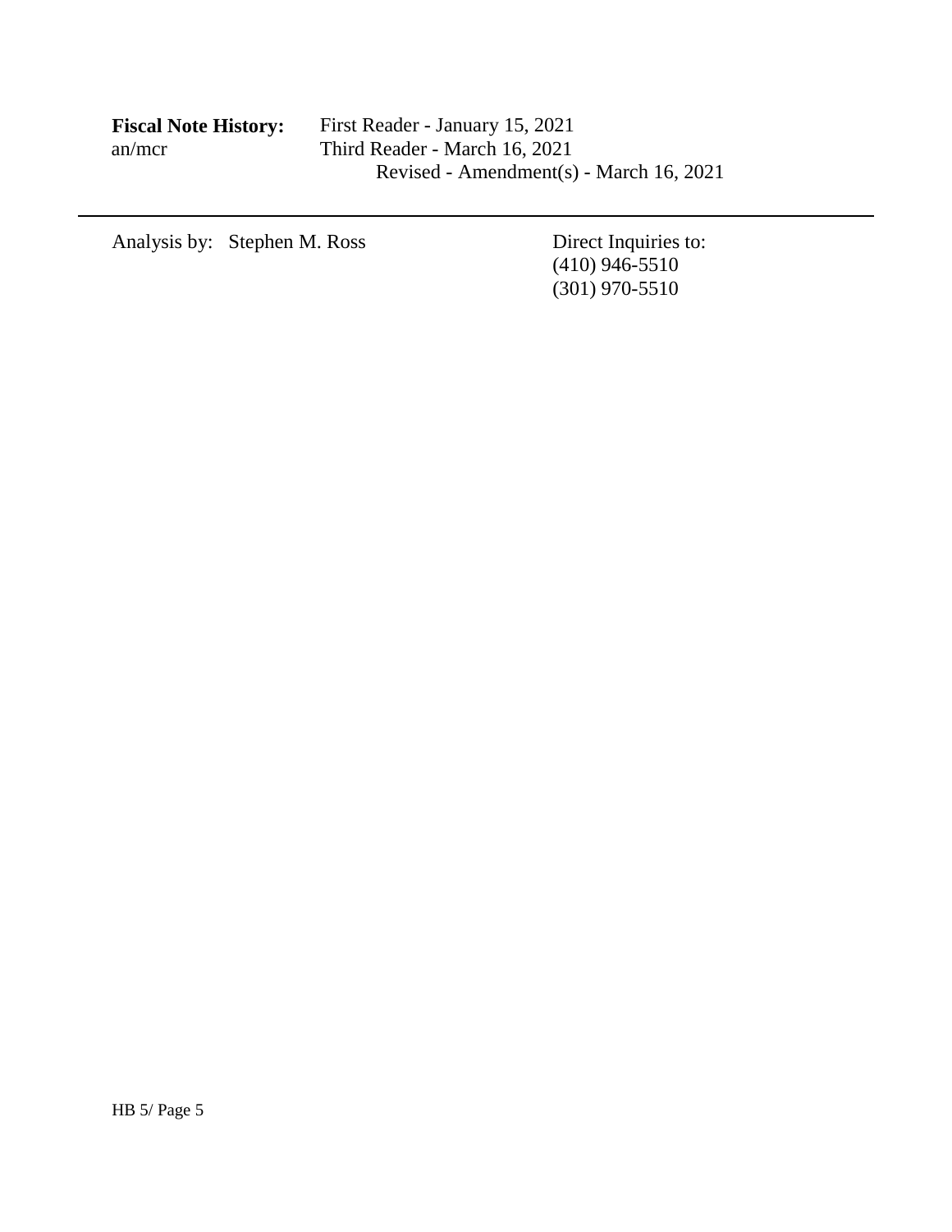**Fiscal Note History:** First Reader - January 15, 2021
an/mcr Third Reader - March 16, 2021
Revised - Amendment(s) - March 16, 2021

---

Analysis by: Stephen M. Ross

Direct Inquiries to:
(410) 946-5510
(301) 970-5510